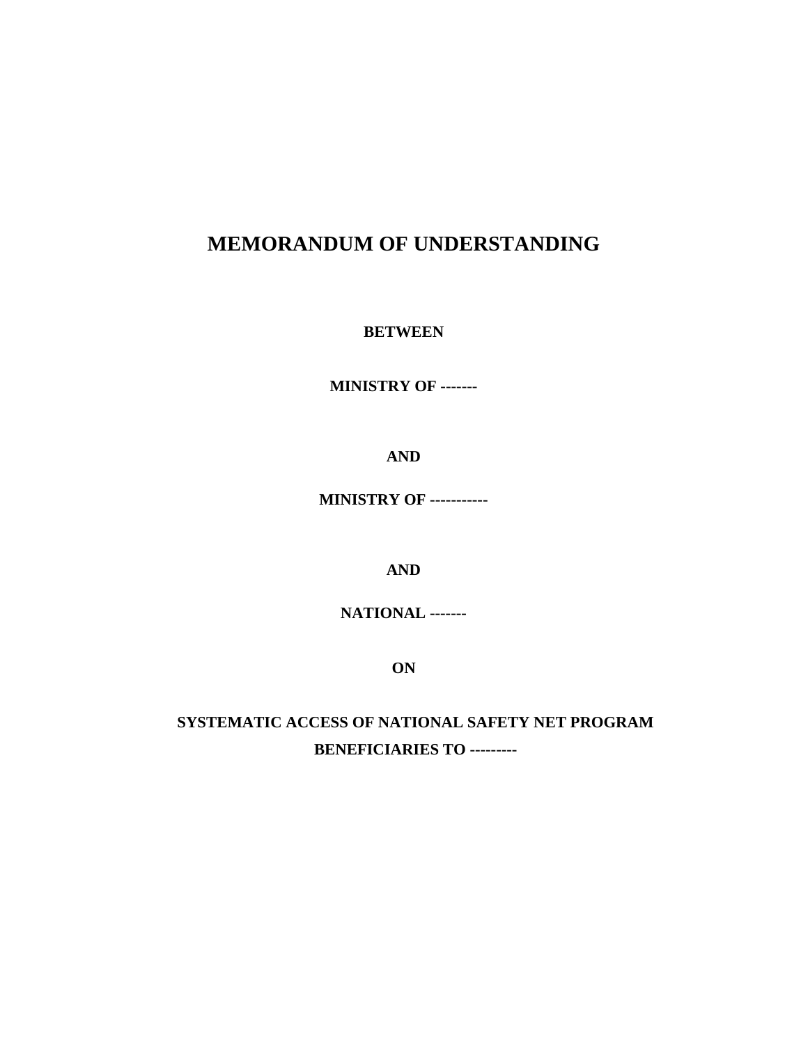# MEMORANDUM OF UNDERSTANDING

**BETWEEN**

**MINISTRY OF -------**

**AND**

**MINISTRY OF -----------**

**AND**

**NATIONAL -------**

**ON**

**SYSTEMATIC ACCESS OF NATIONAL SAFETY NET PROGRAM BENEFICIARIES TO ---------**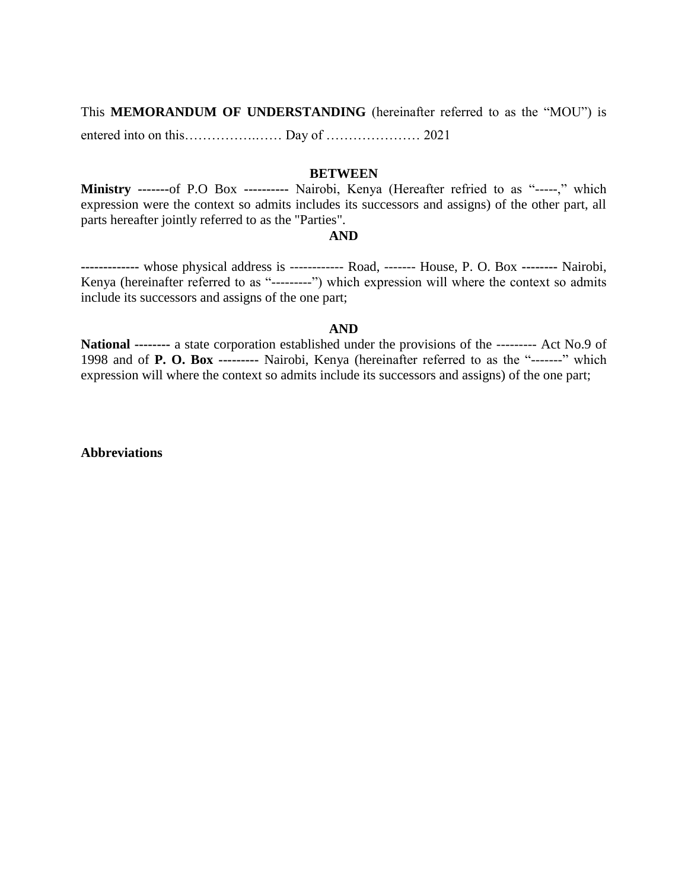This **MEMORANDUM OF UNDERSTANDING** (hereinafter referred to as the "MOU") is entered into on this……………..…… Day of ………………… 2021

**BETWEEN**

**Ministry -------**of P.O Box **----------** Nairobi, Kenya (Hereafter refried to as "-----," which expression were the context so admits includes its successors and assigns) of the other part, all parts hereafter jointly referred to as the "Parties".

**AND**

**-------------** whose physical address is ------------ Road, ------- House, P. O. Box **--------** Nairobi, Kenya (hereinafter referred to as "---------") which expression will where the context so admits include its successors and assigns of the one part;

**AND**

**National --------** a state corporation established under the provisions of the --------- Act No.9 of 1998 and of **P. O. Box ---------** Nairobi, Kenya (hereinafter referred to as the "-------" which expression will where the context so admits include its successors and assigns) of the one part;

**Abbreviations**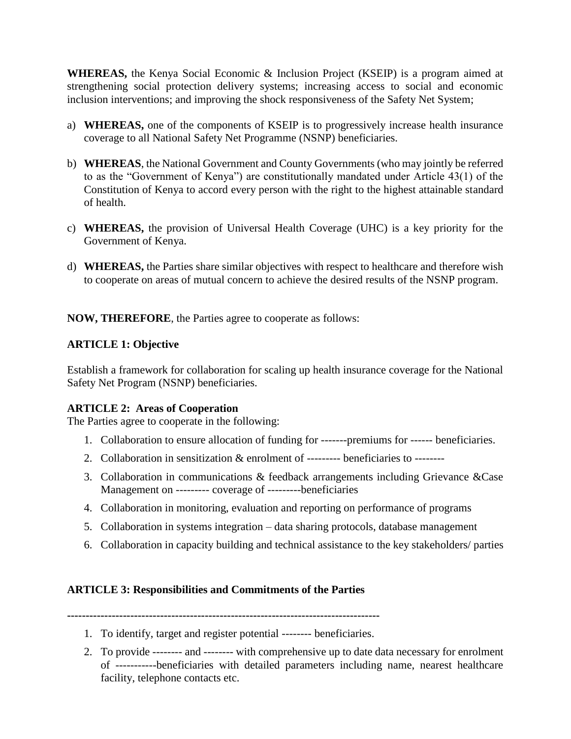**WHEREAS,** the Kenya Social Economic & Inclusion Project (KSEIP) is a program aimed at strengthening social protection delivery systems; increasing access to social and economic inclusion interventions; and improving the shock responsiveness of the Safety Net System;

a) **WHEREAS,** one of the components of KSEIP is to progressively increase health insurance coverage to all National Safety Net Programme (NSNP) beneficiaries.

b) **WHEREAS**, the National Government and County Governments (who may jointly be referred to as the "Government of Kenya") are constitutionally mandated under Article 43(1) of the Constitution of Kenya to accord every person with the right to the highest attainable standard of health.

c) **WHEREAS,** the provision of Universal Health Coverage (UHC) is a key priority for the Government of Kenya.

d) **WHEREAS,** the Parties share similar objectives with respect to healthcare and therefore wish to cooperate on areas of mutual concern to achieve the desired results of the NSNP program.

**NOW, THEREFORE**, the Parties agree to cooperate as follows:

**ARTICLE 1: Objective**

Establish a framework for collaboration for scaling up health insurance coverage for the National Safety Net Program (NSNP) beneficiaries.

**ARTICLE 2: Areas of Cooperation**

The Parties agree to cooperate in the following:

1. Collaboration to ensure allocation of funding for -------premiums for ------ beneficiaries.
2. Collaboration in sensitization & enrolment of --------- beneficiaries to --------
3. Collaboration in communications & feedback arrangements including Grievance &Case Management on --------- coverage of ---------beneficiaries
4. Collaboration in monitoring, evaluation and reporting on performance of programs
5. Collaboration in systems integration – data sharing protocols, database management
6. Collaboration in capacity building and technical assistance to the key stakeholders/ parties

**ARTICLE 3: Responsibilities and Commitments of the Parties**

**---------------------------------------------------------------------------------**

1. To identify, target and register potential -------- beneficiaries.
2. To provide -------- and -------- with comprehensive up to date data necessary for enrolment of -----------beneficiaries with detailed parameters including name, nearest healthcare facility, telephone contacts etc.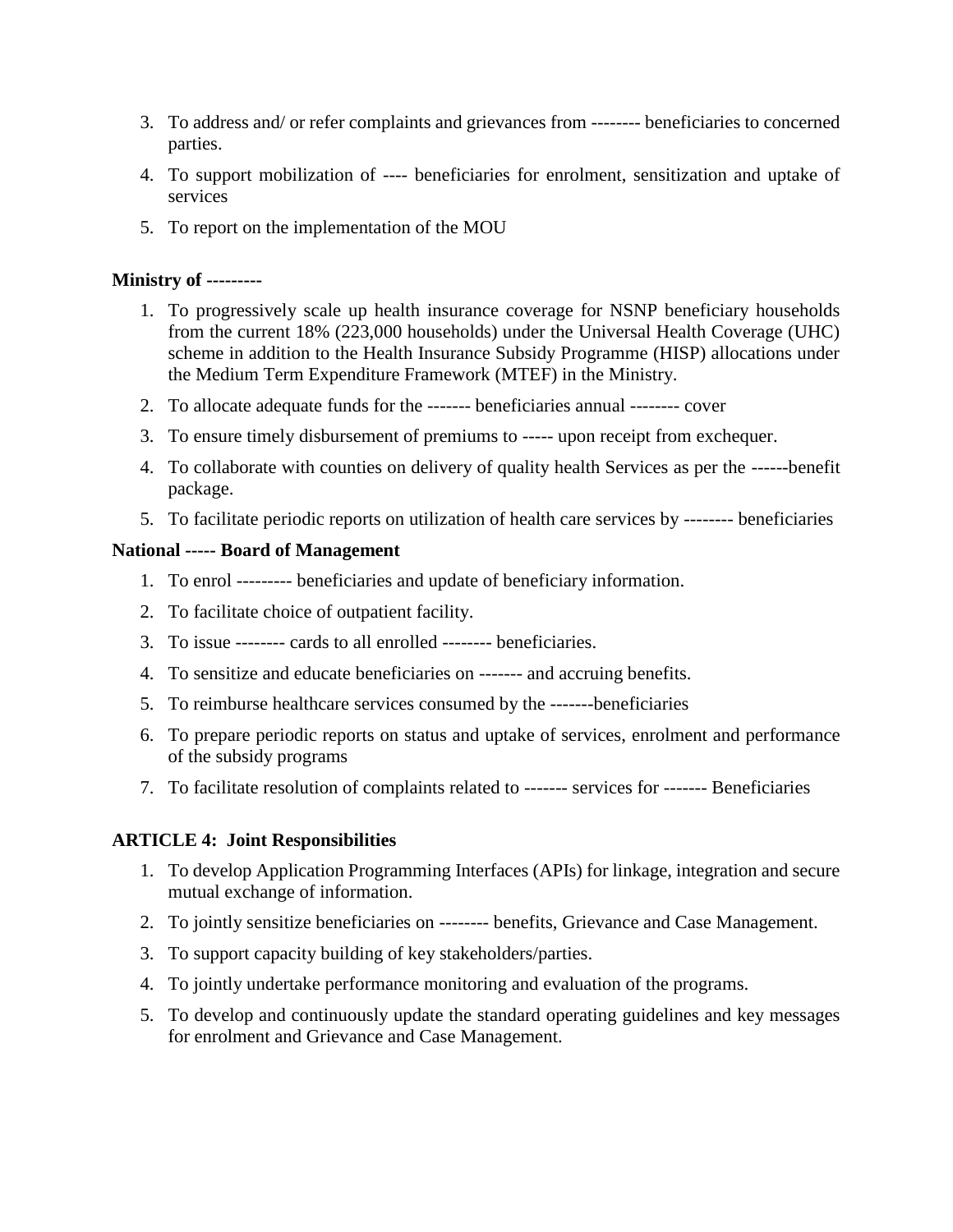3. To address and/ or refer complaints and grievances from -------- beneficiaries to concerned parties.
4. To support mobilization of ---- beneficiaries for enrolment, sensitization and uptake of services
5. To report on the implementation of the MOU

**Ministry of ---------**

1. To progressively scale up health insurance coverage for NSNP beneficiary households from the current 18% (223,000 households) under the Universal Health Coverage (UHC) scheme in addition to the Health Insurance Subsidy Programme (HISP) allocations under the Medium Term Expenditure Framework (MTEF) in the Ministry.
2. To allocate adequate funds for the ------- beneficiaries annual -------- cover
3. To ensure timely disbursement of premiums to ----- upon receipt from exchequer.
4. To collaborate with counties on delivery of quality health Services as per the ------benefit package.
5. To facilitate periodic reports on utilization of health care services by -------- beneficiaries

**National ----- Board of Management**

1. To enrol --------- beneficiaries and update of beneficiary information.
2. To facilitate choice of outpatient facility.
3. To issue -------- cards to all enrolled -------- beneficiaries.
4. To sensitize and educate beneficiaries on ------- and accruing benefits.
5. To reimburse healthcare services consumed by the -------beneficiaries
6. To prepare periodic reports on status and uptake of services, enrolment and performance of the subsidy programs
7. To facilitate resolution of complaints related to ------- services for ------- Beneficiaries

**ARTICLE 4: Joint Responsibilities**

1. To develop Application Programming Interfaces (APIs) for linkage, integration and secure mutual exchange of information.
2. To jointly sensitize beneficiaries on -------- benefits, Grievance and Case Management.
3. To support capacity building of key stakeholders/parties.
4. To jointly undertake performance monitoring and evaluation of the programs.
5. To develop and continuously update the standard operating guidelines and key messages for enrolment and Grievance and Case Management.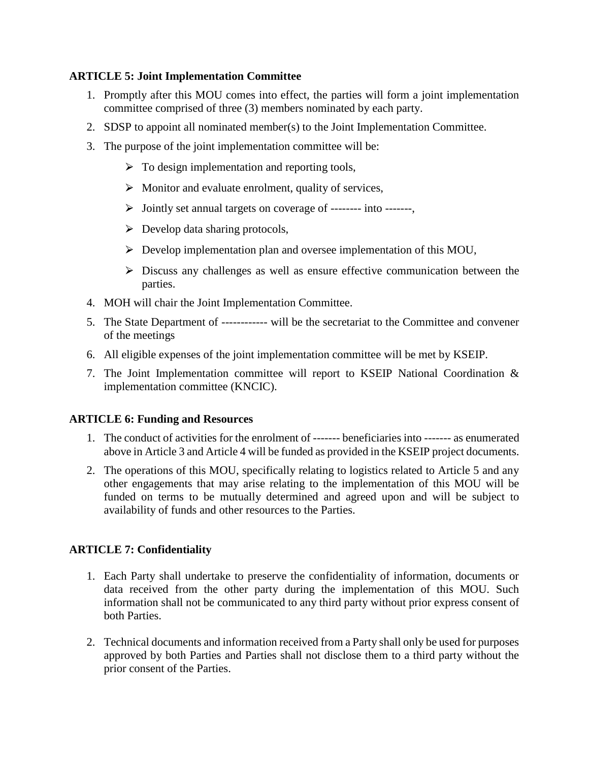**ARTICLE 5: Joint Implementation Committee**

1. Promptly after this MOU comes into effect, the parties will form a joint implementation committee comprised of three (3) members nominated by each party.
2. SDSP to appoint all nominated member(s) to the Joint Implementation Committee.
3. The purpose of the joint implementation committee will be:
   - To design implementation and reporting tools,
   - Monitor and evaluate enrolment, quality of services,
   - Jointly set annual targets on coverage of -------- into -------,
   - Develop data sharing protocols,
   - Develop implementation plan and oversee implementation of this MOU,
   - Discuss any challenges as well as ensure effective communication between the parties.
4. MOH will chair the Joint Implementation Committee.
5. The State Department of ------------ will be the secretariat to the Committee and convener of the meetings
6. All eligible expenses of the joint implementation committee will be met by KSEIP.
7. The Joint Implementation committee will report to KSEIP National Coordination & implementation committee (KNCIC).

**ARTICLE 6: Funding and Resources**

1. The conduct of activities for the enrolment of ------- beneficiaries into ------- as enumerated above in Article 3 and Article 4 will be funded as provided in the KSEIP project documents.
2. The operations of this MOU, specifically relating to logistics related to Article 5 and any other engagements that may arise relating to the implementation of this MOU will be funded on terms to be mutually determined and agreed upon and will be subject to availability of funds and other resources to the Parties.

**ARTICLE 7: Confidentiality**

1. Each Party shall undertake to preserve the confidentiality of information, documents or data received from the other party during the implementation of this MOU. Such information shall not be communicated to any third party without prior express consent of both Parties.

2. Technical documents and information received from a Party shall only be used for purposes approved by both Parties and Parties shall not disclose them to a third party without the prior consent of the Parties.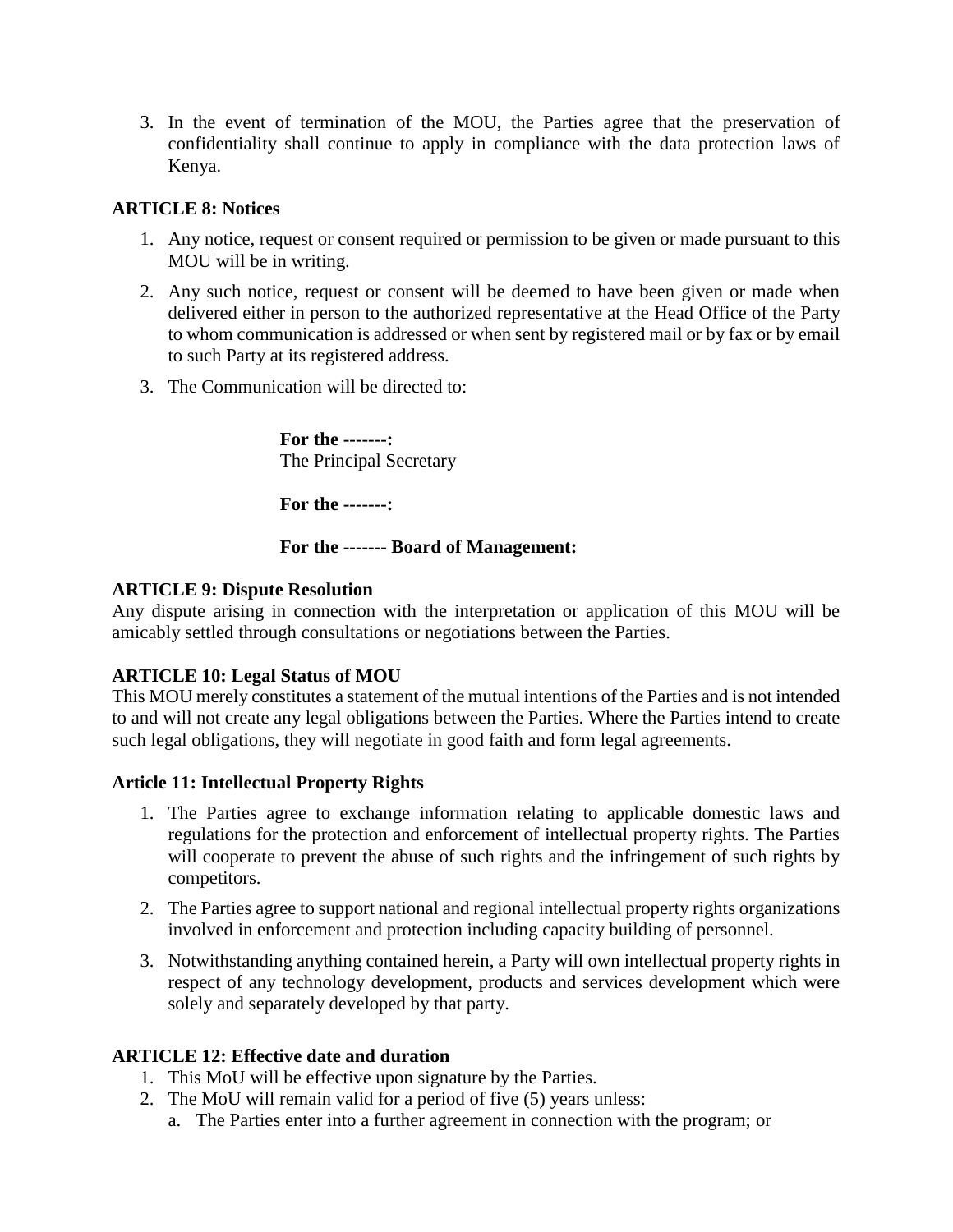3. In the event of termination of the MOU, the Parties agree that the preservation of confidentiality shall continue to apply in compliance with the data protection laws of Kenya.

**ARTICLE 8: Notices**

1. Any notice, request or consent required or permission to be given or made pursuant to this MOU will be in writing.
2. Any such notice, request or consent will be deemed to have been given or made when delivered either in person to the authorized representative at the Head Office of the Party to whom communication is addressed or when sent by registered mail or by fax or by email to such Party at its registered address.
3. The Communication will be directed to:

> **For the -------:**
> The Principal Secretary
>
> **For the -------:**
>
> **For the ------- Board of Management:**

**ARTICLE 9: Dispute Resolution**

Any dispute arising in connection with the interpretation or application of this MOU will be amicably settled through consultations or negotiations between the Parties.

**ARTICLE 10: Legal Status of MOU**

This MOU merely constitutes a statement of the mutual intentions of the Parties and is not intended to and will not create any legal obligations between the Parties. Where the Parties intend to create such legal obligations, they will negotiate in good faith and form legal agreements.

**Article 11: Intellectual Property Rights**

1. The Parties agree to exchange information relating to applicable domestic laws and regulations for the protection and enforcement of intellectual property rights. The Parties will cooperate to prevent the abuse of such rights and the infringement of such rights by competitors.
2. The Parties agree to support national and regional intellectual property rights organizations involved in enforcement and protection including capacity building of personnel.
3. Notwithstanding anything contained herein, a Party will own intellectual property rights in respect of any technology development, products and services development which were solely and separately developed by that party.

**ARTICLE 12: Effective date and duration**

1. This MoU will be effective upon signature by the Parties.
2. The MoU will remain valid for a period of five (5) years unless:
   a. The Parties enter into a further agreement in connection with the program; or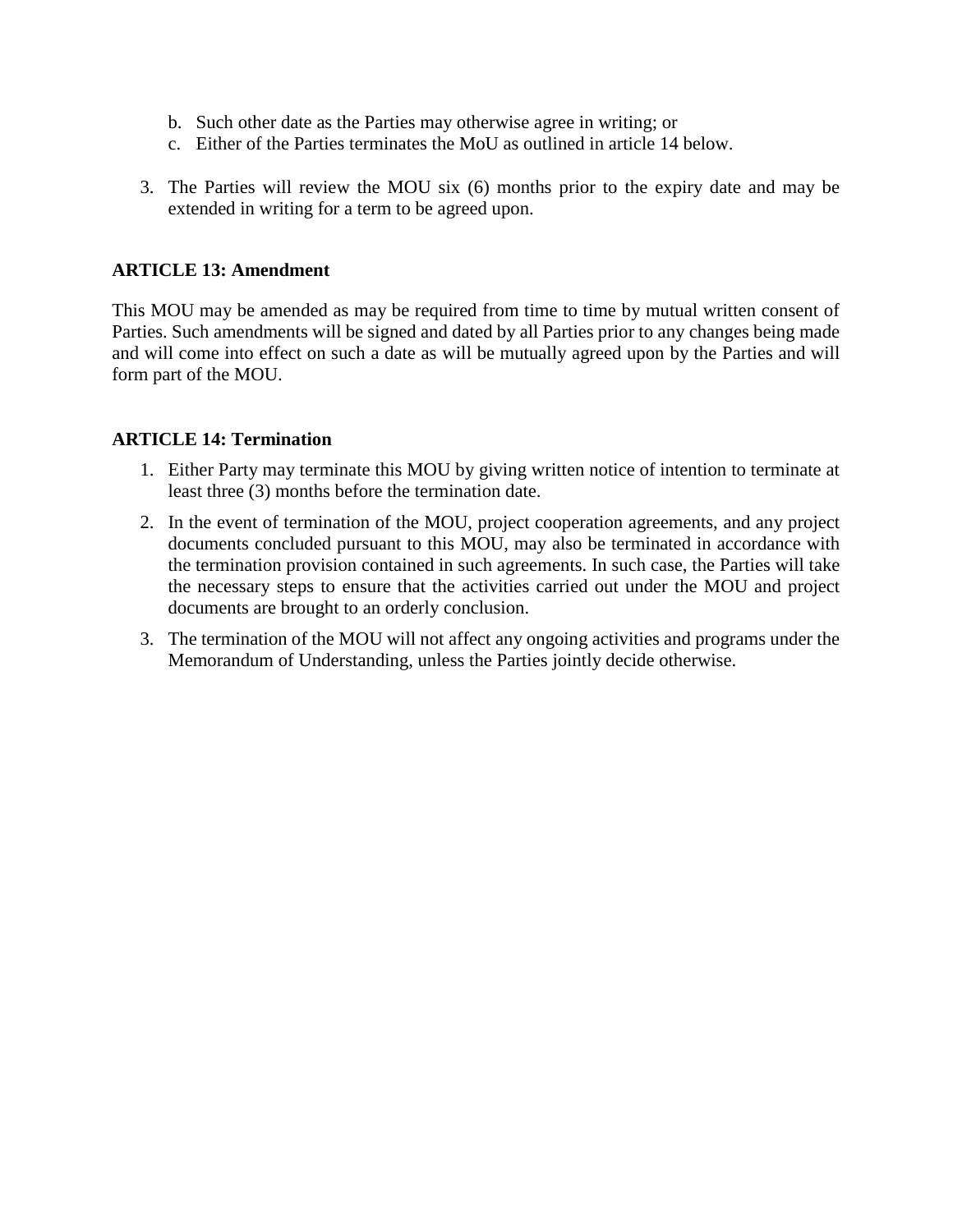b. Such other date as the Parties may otherwise agree in writing; or
c. Either of the Parties terminates the MoU as outlined in article 14 below.

3. The Parties will review the MOU six (6) months prior to the expiry date and may be extended in writing for a term to be agreed upon.

**ARTICLE 13: Amendment**

This MOU may be amended as may be required from time to time by mutual written consent of Parties. Such amendments will be signed and dated by all Parties prior to any changes being made and will come into effect on such a date as will be mutually agreed upon by the Parties and will form part of the MOU.

**ARTICLE 14: Termination**

1. Either Party may terminate this MOU by giving written notice of intention to terminate at least three (3) months before the termination date.
2. In the event of termination of the MOU, project cooperation agreements, and any project documents concluded pursuant to this MOU, may also be terminated in accordance with the termination provision contained in such agreements. In such case, the Parties will take the necessary steps to ensure that the activities carried out under the MOU and project documents are brought to an orderly conclusion.
3. The termination of the MOU will not affect any ongoing activities and programs under the Memorandum of Understanding, unless the Parties jointly decide otherwise.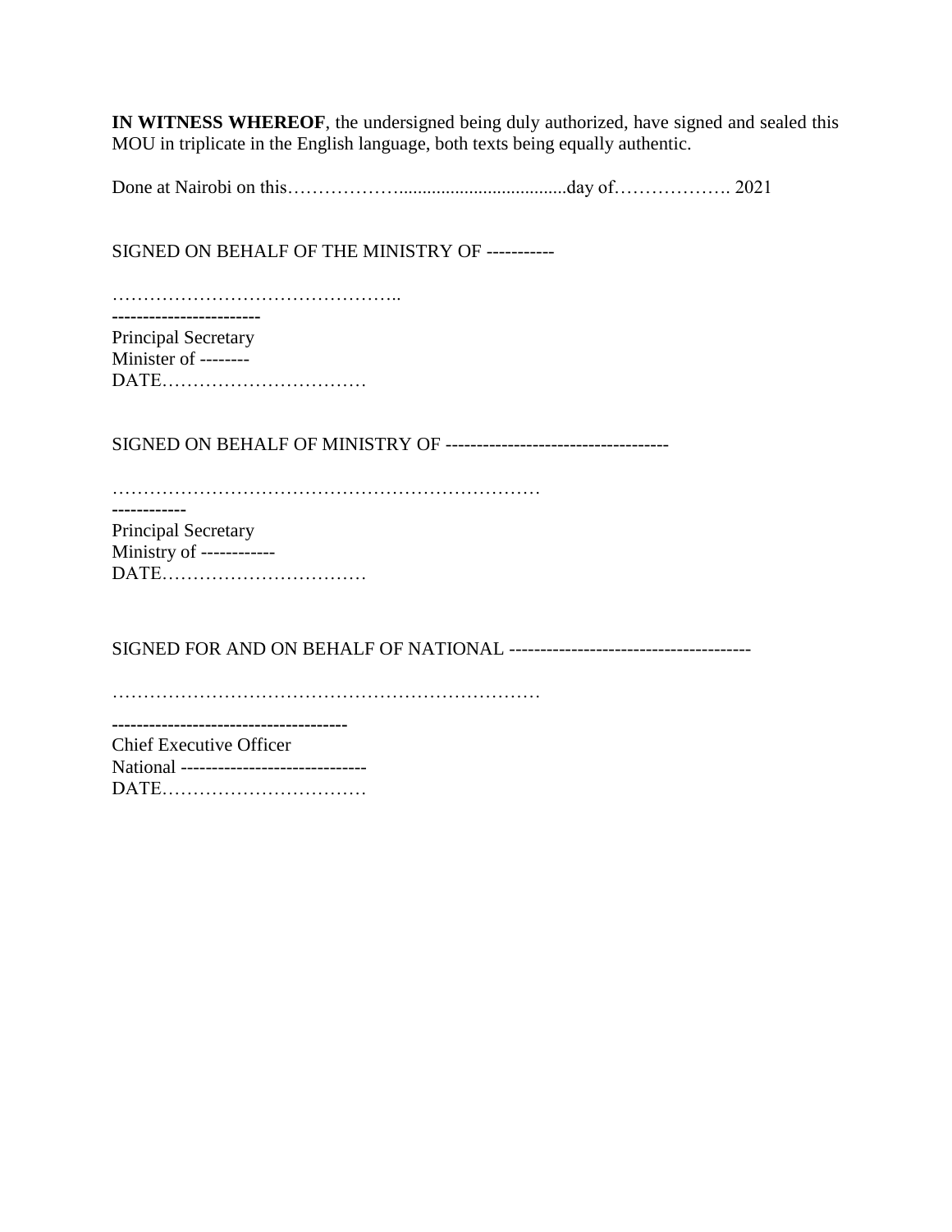**IN WITNESS WHEREOF**, the undersigned being duly authorized, have signed and sealed this MOU in triplicate in the English language, both texts being equally authentic.

Done at Nairobi on this………………....................................day of………………. 2021

SIGNED ON BEHALF OF THE MINISTRY OF -----------

………………………………………..
-----------------------
Principal Secretary
Minister of --------
DATE……………………………

SIGNED ON BEHALF OF MINISTRY OF -----------------------------------

……………………………………………………………
------------
Principal Secretary
Ministry of ------------
DATE……………………………

SIGNED FOR AND ON BEHALF OF NATIONAL --------------------------------------

……………………………………………………………

--------------------------------------
Chief Executive Officer
National ------------------------------
DATE……………………………